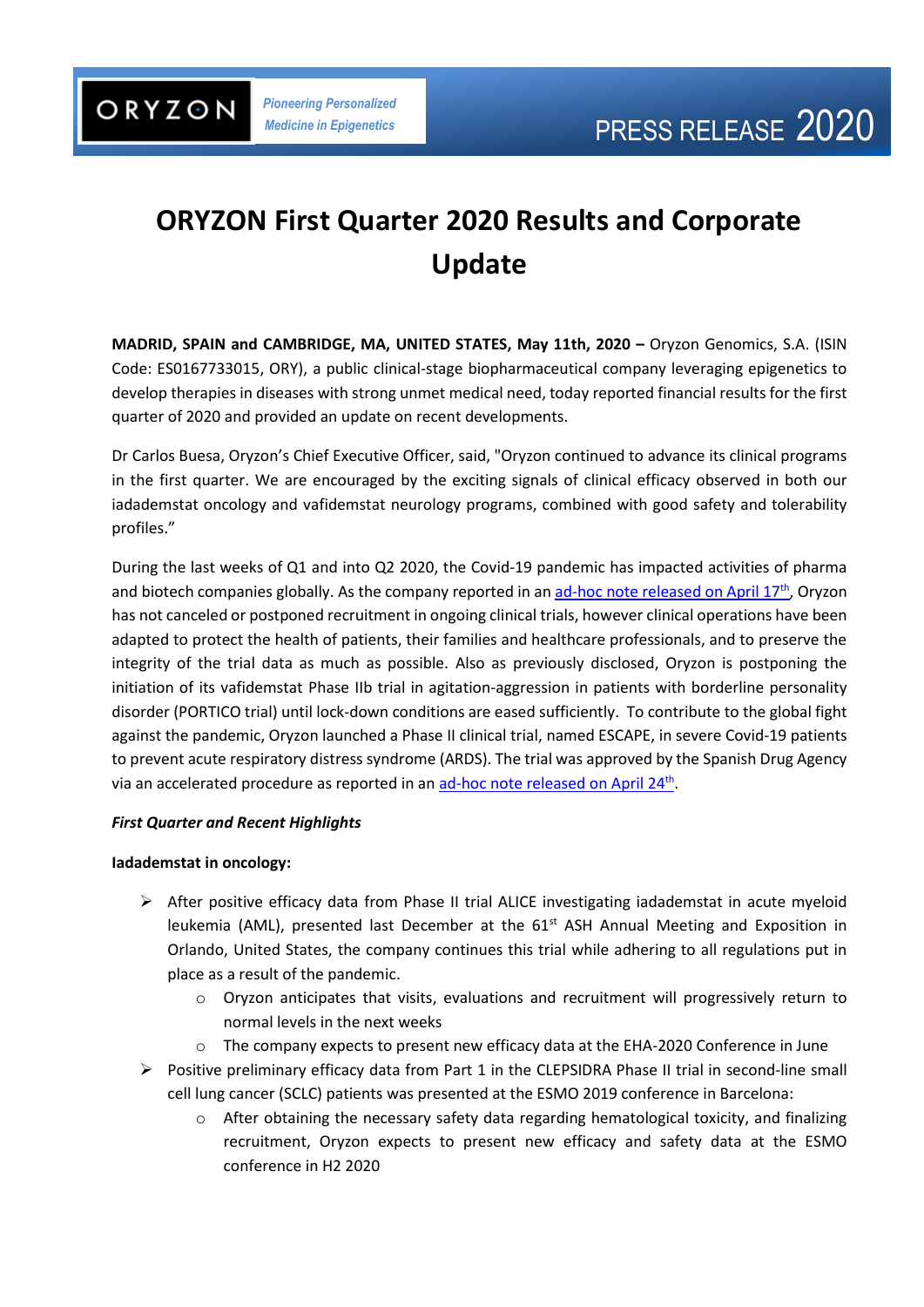ORYZON

*Pioneering Personalized Medicine in Epigenetics*

PRESS RELEASE 2020

# ORYZON First Quarter 2020 Results and Corporate Update

**MADRID, SPAIN and CAMBRIDGE, MA, UNITED STATES, May 11th, 2020 –** Oryzon Genomics, S.A. (ISIN Code: ES0167733015, ORY), a public clinical-stage biopharmaceutical company leveraging epigenetics to develop therapies in diseases with strong unmet medical need, today reported financial results for the first quarter of 2020 and provided an update on recent developments.

Dr Carlos Buesa, Oryzon's Chief Executive Officer, said, "Oryzon continued to advance its clinical programs in the first quarter. We are encouraged by the exciting signals of clinical efficacy observed in both our iadademstat oncology and vafidemstat neurology programs, combined with good safety and tolerability profiles."

During the last weeks of Q1 and into Q2 2020, the Covid-19 pandemic has impacted activities of pharma and biotech companies globally. As the company reported in an ad-hoc note released on April 17th, Oryzon has not canceled or postponed recruitment in ongoing clinical trials, however clinical operations have been adapted to protect the health of patients, their families and healthcare professionals, and to preserve the integrity of the trial data as much as possible. Also as previously disclosed, Oryzon is postponing the initiation of its vafidemstat Phase IIb trial in agitation-aggression in patients with borderline personality disorder (PORTICO trial) until lock-down conditions are eased sufficiently. To contribute to the global fight against the pandemic, Oryzon launched a Phase II clinical trial, named ESCAPE, in severe Covid-19 patients to prevent acute respiratory distress syndrome (ARDS). The trial was approved by the Spanish Drug Agency via an accelerated procedure as reported in an ad-hoc note released on April 24th.

***First Quarter and Recent Highlights***

**Iadademstat in oncology:**

- After positive efficacy data from Phase II trial ALICE investigating iadademstat in acute myeloid leukemia (AML), presented last December at the 61st ASH Annual Meeting and Exposition in Orlando, United States, the company continues this trial while adhering to all regulations put in place as a result of the pandemic.
  - Oryzon anticipates that visits, evaluations and recruitment will progressively return to normal levels in the next weeks
  - The company expects to present new efficacy data at the EHA-2020 Conference in June
- Positive preliminary efficacy data from Part 1 in the CLEPSIDRA Phase II trial in second-line small cell lung cancer (SCLC) patients was presented at the ESMO 2019 conference in Barcelona:
  - After obtaining the necessary safety data regarding hematological toxicity, and finalizing recruitment, Oryzon expects to present new efficacy and safety data at the ESMO conference in H2 2020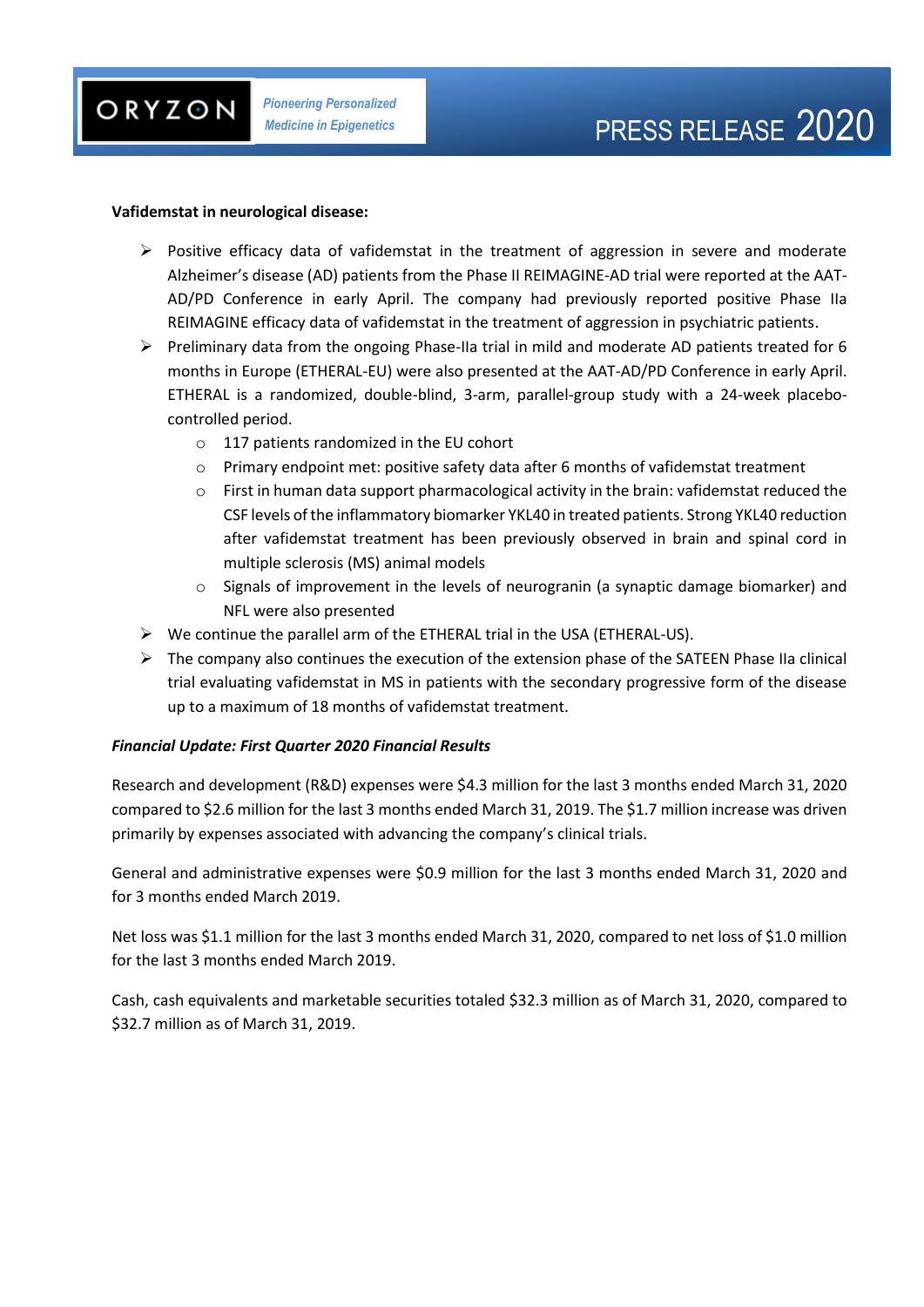**Vafidemstat in neurological disease:**

- Positive efficacy data of vafidemstat in the treatment of aggression in severe and moderate Alzheimer's disease (AD) patients from the Phase II REIMAGINE-AD trial were reported at the AAT-AD/PD Conference in early April. The company had previously reported positive Phase IIa REIMAGINE efficacy data of vafidemstat in the treatment of aggression in psychiatric patients.
- Preliminary data from the ongoing Phase-IIa trial in mild and moderate AD patients treated for 6 months in Europe (ETHERAL-EU) were also presented at the AAT-AD/PD Conference in early April. ETHERAL is a randomized, double-blind, 3-arm, parallel-group study with a 24-week placebo-controlled period.
  - 117 patients randomized in the EU cohort
  - Primary endpoint met: positive safety data after 6 months of vafidemstat treatment
  - First in human data support pharmacological activity in the brain: vafidemstat reduced the CSF levels of the inflammatory biomarker YKL40 in treated patients. Strong YKL40 reduction after vafidemstat treatment has been previously observed in brain and spinal cord in multiple sclerosis (MS) animal models
  - Signals of improvement in the levels of neurogranin (a synaptic damage biomarker) and NFL were also presented
- We continue the parallel arm of the ETHERAL trial in the USA (ETHERAL-US).
- The company also continues the execution of the extension phase of the SATEEN Phase IIa clinical trial evaluating vafidemstat in MS in patients with the secondary progressive form of the disease up to a maximum of 18 months of vafidemstat treatment.

***Financial Update: First Quarter 2020 Financial Results***

Research and development (R&D) expenses were $4.3 million for the last 3 months ended March 31, 2020 compared to $2.6 million for the last 3 months ended March 31, 2019. The $1.7 million increase was driven primarily by expenses associated with advancing the company's clinical trials.

General and administrative expenses were $0.9 million for the last 3 months ended March 31, 2020 and for 3 months ended March 2019.

Net loss was $1.1 million for the last 3 months ended March 31, 2020, compared to net loss of $1.0 million for the last 3 months ended March 2019.

Cash, cash equivalents and marketable securities totaled $32.3 million as of March 31, 2020, compared to $32.7 million as of March 31, 2019.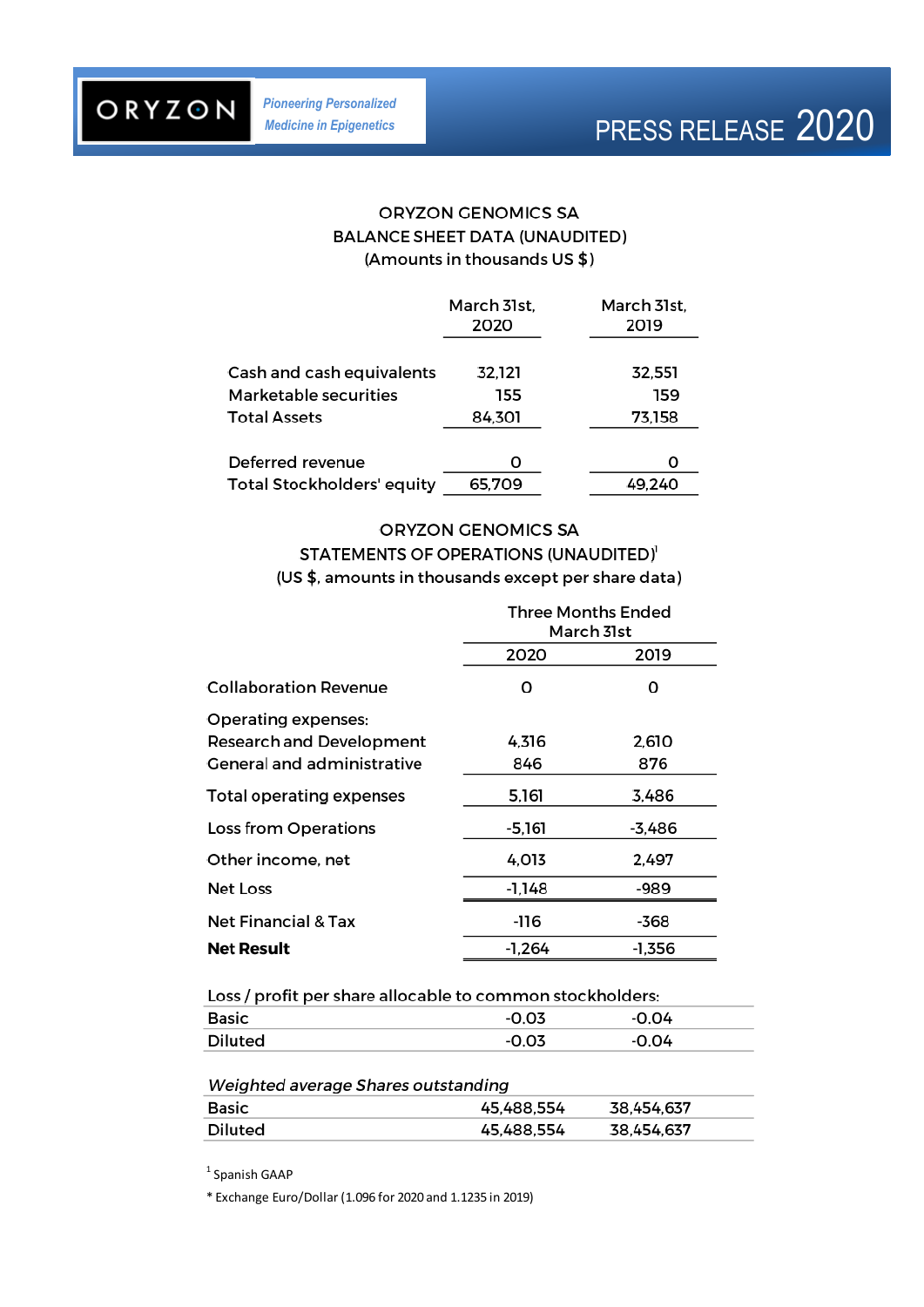ORYZON GENOMICS SA
BALANCE SHEET DATA (UNAUDITED)
(Amounts in thousands US $)

| | March 31st, 2020 | March 31st, 2019 |
|---|---|---|
| Cash and cash equivalents | 32,121 | 32,551 |
| Marketable securities | 155 | 159 |
| Total Assets | 84,301 | 73,158 |
| Deferred revenue | 0 | 0 |
| Total Stockholders' equity | 65,709 | 49,240 |

ORYZON GENOMICS SA
STATEMENTS OF OPERATIONS (UNAUDITED)[1]
(US $, amounts in thousands except per share data)

| | Three Months Ended March 31st | |
|---|---|---|
| | 2020 | 2019 |
| Collaboration Revenue | 0 | 0 |
| Operating expenses: | | |
| Research and Development | 4,316 | 2,610 |
| General and administrative | 846 | 876 |
| Total operating expenses | 5,161 | 3,486 |
| Loss from Operations | -5,161 | -3,486 |
| Other income, net | 4,013 | 2,497 |
| Net Loss | -1,148 | -989 |
| Net Financial & Tax | -116 | -368 |
| **Net Result** | -1,264 | -1,356 |

| Loss / profit per share allocable to common stockholders: | | |
|---|---|---|
| Basic | -0.03 | -0.04 |
| Diluted | -0.03 | -0.04 |

| *Weighted average Shares outstanding* | | |
|---|---|---|
| Basic | 45,488,554 | 38,454,637 |
| Diluted | 45,488,554 | 38,454,637 |

[1] Spanish GAAP

* Exchange Euro/Dollar (1.096 for 2020 and 1.1235 in 2019)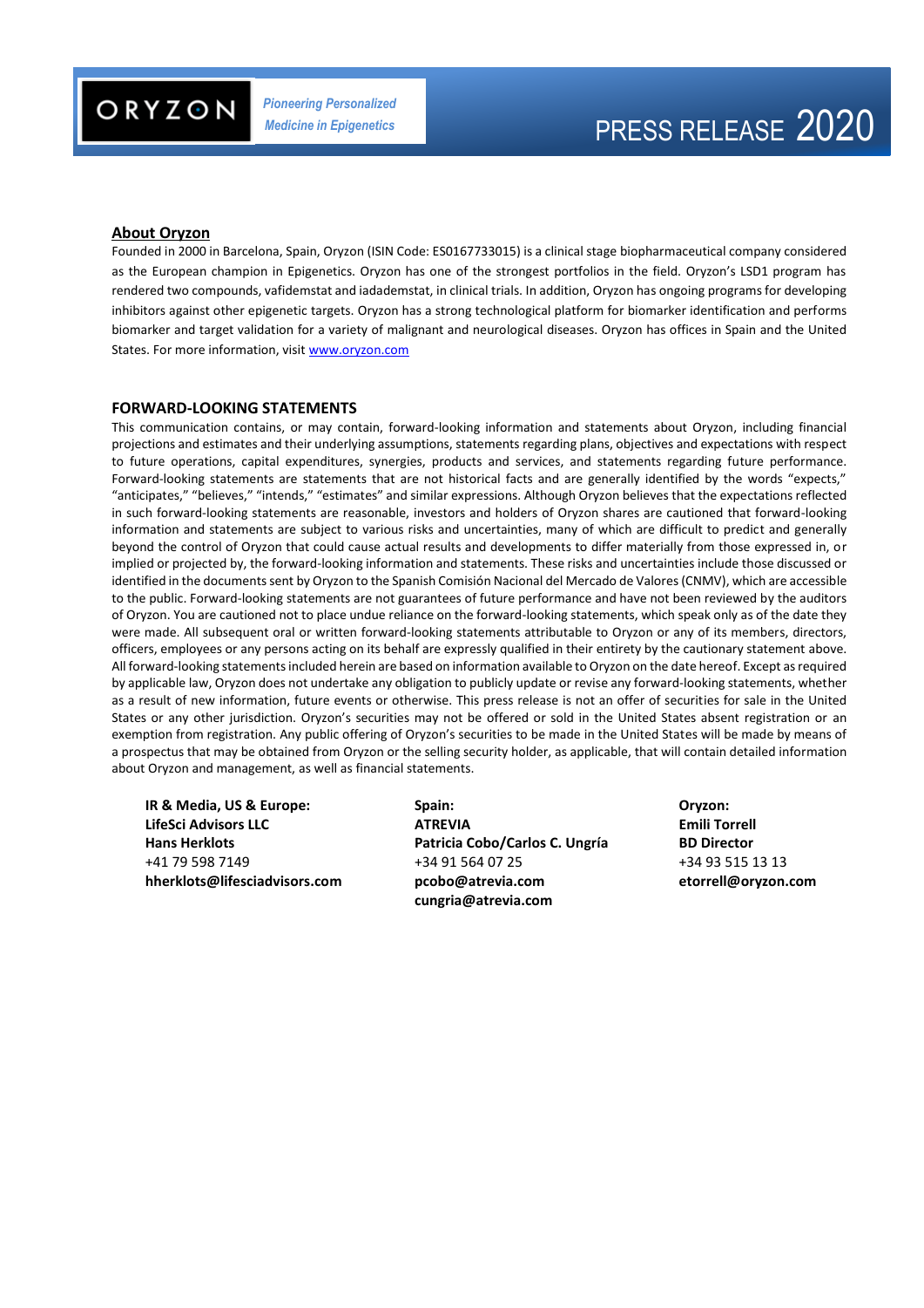## About Oryzon

Founded in 2000 in Barcelona, Spain, Oryzon (ISIN Code: ES0167733015) is a clinical stage biopharmaceutical company considered as the European champion in Epigenetics. Oryzon has one of the strongest portfolios in the field. Oryzon's LSD1 program has rendered two compounds, vafidemstat and iadademstat, in clinical trials. In addition, Oryzon has ongoing programs for developing inhibitors against other epigenetic targets. Oryzon has a strong technological platform for biomarker identification and performs biomarker and target validation for a variety of malignant and neurological diseases. Oryzon has offices in Spain and the United States. For more information, visit www.oryzon.com

## FORWARD-LOOKING STATEMENTS

This communication contains, or may contain, forward-looking information and statements about Oryzon, including financial projections and estimates and their underlying assumptions, statements regarding plans, objectives and expectations with respect to future operations, capital expenditures, synergies, products and services, and statements regarding future performance. Forward-looking statements are statements that are not historical facts and are generally identified by the words "expects," "anticipates," "believes," "intends," "estimates" and similar expressions. Although Oryzon believes that the expectations reflected in such forward-looking statements are reasonable, investors and holders of Oryzon shares are cautioned that forward-looking information and statements are subject to various risks and uncertainties, many of which are difficult to predict and generally beyond the control of Oryzon that could cause actual results and developments to differ materially from those expressed in, or implied or projected by, the forward-looking information and statements. These risks and uncertainties include those discussed or identified in the documents sent by Oryzon to the Spanish Comisión Nacional del Mercado de Valores (CNMV), which are accessible to the public. Forward-looking statements are not guarantees of future performance and have not been reviewed by the auditors of Oryzon. You are cautioned not to place undue reliance on the forward-looking statements, which speak only as of the date they were made. All subsequent oral or written forward-looking statements attributable to Oryzon or any of its members, directors, officers, employees or any persons acting on its behalf are expressly qualified in their entirety by the cautionary statement above. All forward-looking statements included herein are based on information available to Oryzon on the date hereof. Except as required by applicable law, Oryzon does not undertake any obligation to publicly update or revise any forward-looking statements, whether as a result of new information, future events or otherwise. This press release is not an offer of securities for sale in the United States or any other jurisdiction. Oryzon's securities may not be offered or sold in the United States absent registration or an exemption from registration. Any public offering of Oryzon's securities to be made in the United States will be made by means of a prospectus that may be obtained from Oryzon or the selling security holder, as applicable, that will contain detailed information about Oryzon and management, as well as financial statements.

**IR & Media, US & Europe:**
**LifeSci Advisors LLC**
**Hans Herklots**
+41 79 598 7149
**hherklots@lifesciadvisors.com**

**Spain:**
**ATREVIA**
**Patricia Cobo/Carlos C. Ungría**
+34 91 564 07 25
**pcobo@atrevia.com**
**cungria@atrevia.com**

**Oryzon:**
**Emili Torrell**
**BD Director**
+34 93 515 13 13
**etorrell@oryzon.com**